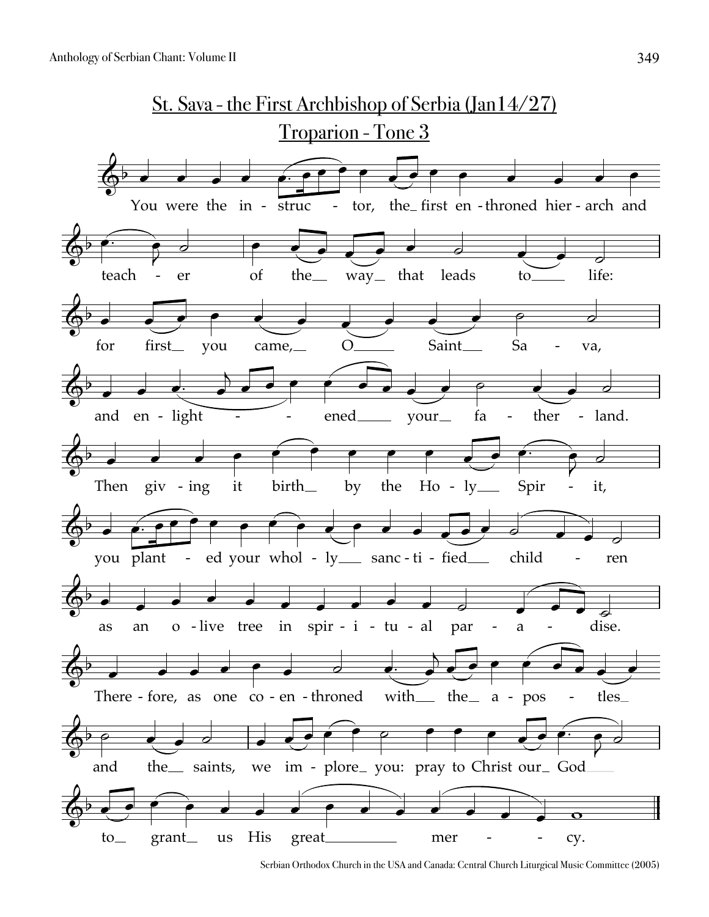## St. Sava - the First Archbishop of Serbia (Jan14/27)

## Troparion - Tone 3

You were the in - struc - tor, the first en - throned hier - arch and teach - er of the way that leads to life:

for first you came, O Saint Sa - va,

and en - light - - ened your fa - ther - land.

Then giv - ing it birth by the Ho - ly Spir - it,

you plant - ed your whol - ly sanc - ti - fied child - ren

as an o - live tree in spir - i - tu - al par - a - dise.

There - fore, as one co - en - throned with the a - pos - tles

and the saints, we im - plore you: pray to Christ our God

to grant us His great mer - - cy.

Serbian Orthodox Church in the USA and Canada: Central Church Liturgical Music Committee (2005)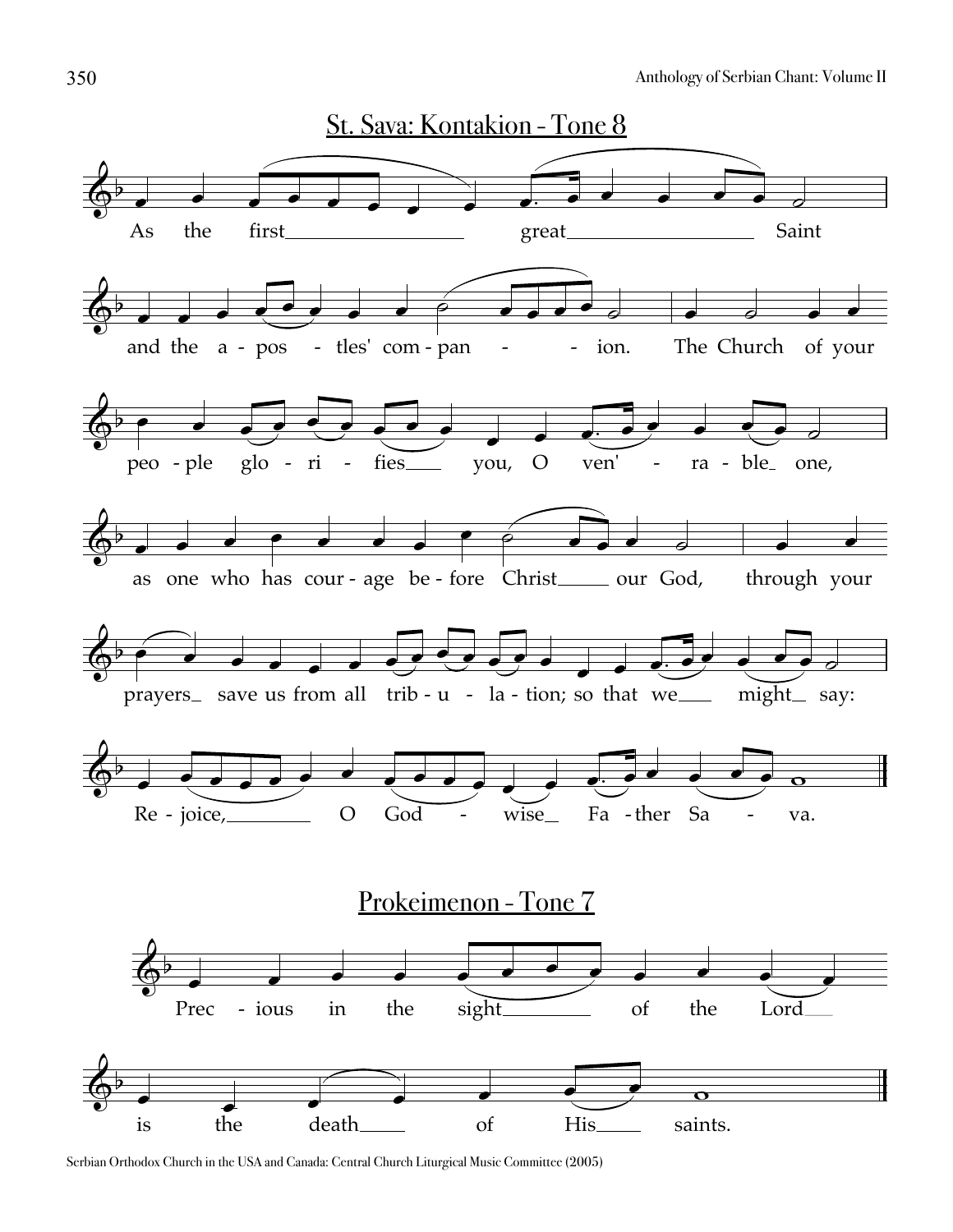## St. Sava: Kontakion - Tone 8

As the first great Saint and the a - pos - tles' com - pan - - ion. The Church of your peo - ple glo - ri - fies you, O ven' - ra - ble one, as one who has cour - age be - fore Christ our God, through your prayers save us from all trib - u - la - tion; so that we might say: Re - joice, O God - wise Fa - ther Sa - va.

## Prokeimenon - Tone 7

Prec - ious in the sight of the Lord is the death of His saints.

Serbian Orthodox Church in the USA and Canada: Central Church Liturgical Music Committee (2005)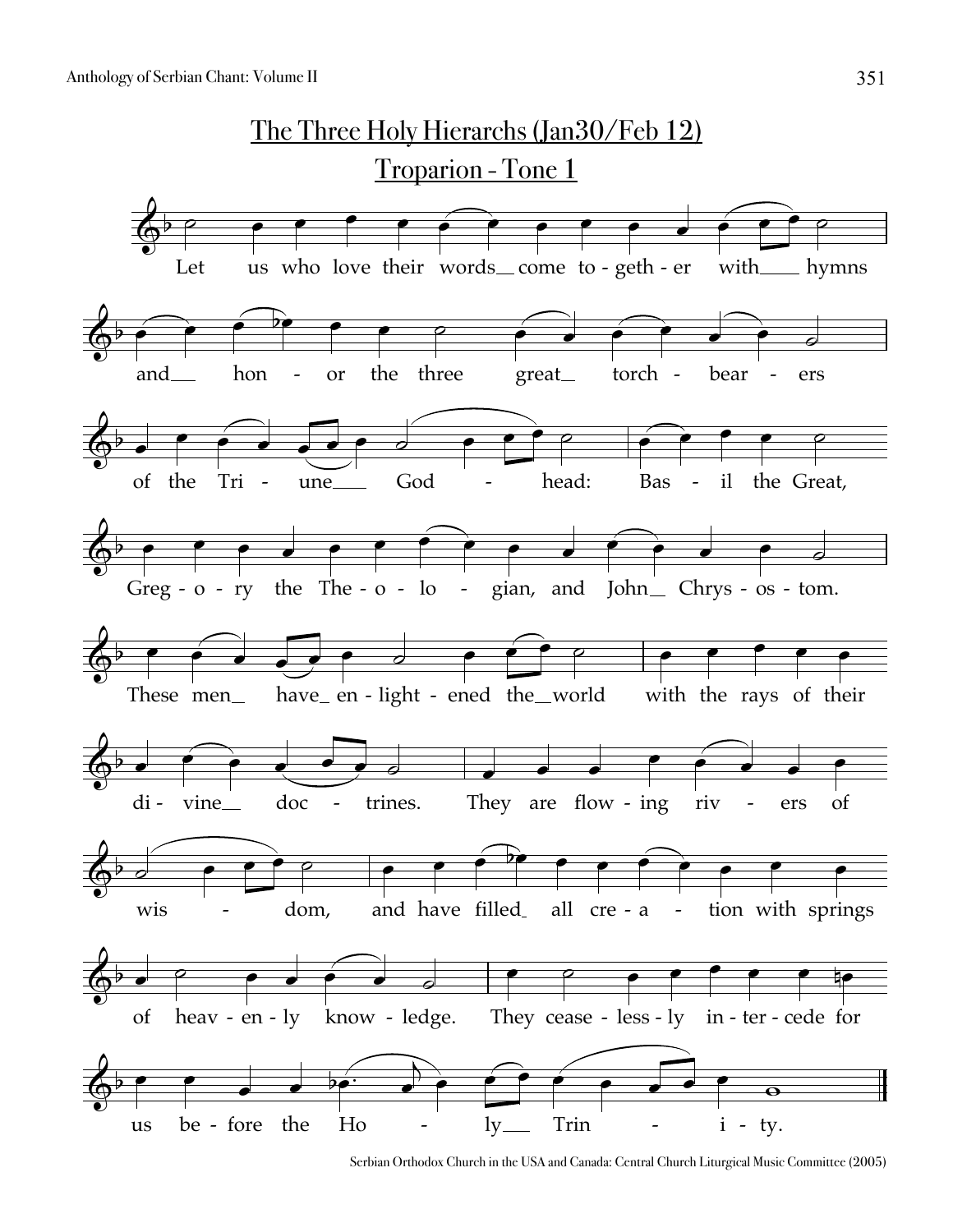# The Three Holy Hierarchs (Jan30/Feb 12)

## Troparion - Tone 1

Let us who love their words come together with hymns and honor the three great torch-bearers of the Triune Godhead: Basil the Great, Gregory the Theologian, and John Chrysostom. These men have enlightened the world with the rays of their divine doctrines. They are flowing rivers of wisdom, and have filled all creation with springs of heavenly knowledge. They ceaselessly intercede for us before the Holy Trinity.

Serbian Orthodox Church in the USA and Canada: Central Church Liturgical Music Committee (2005)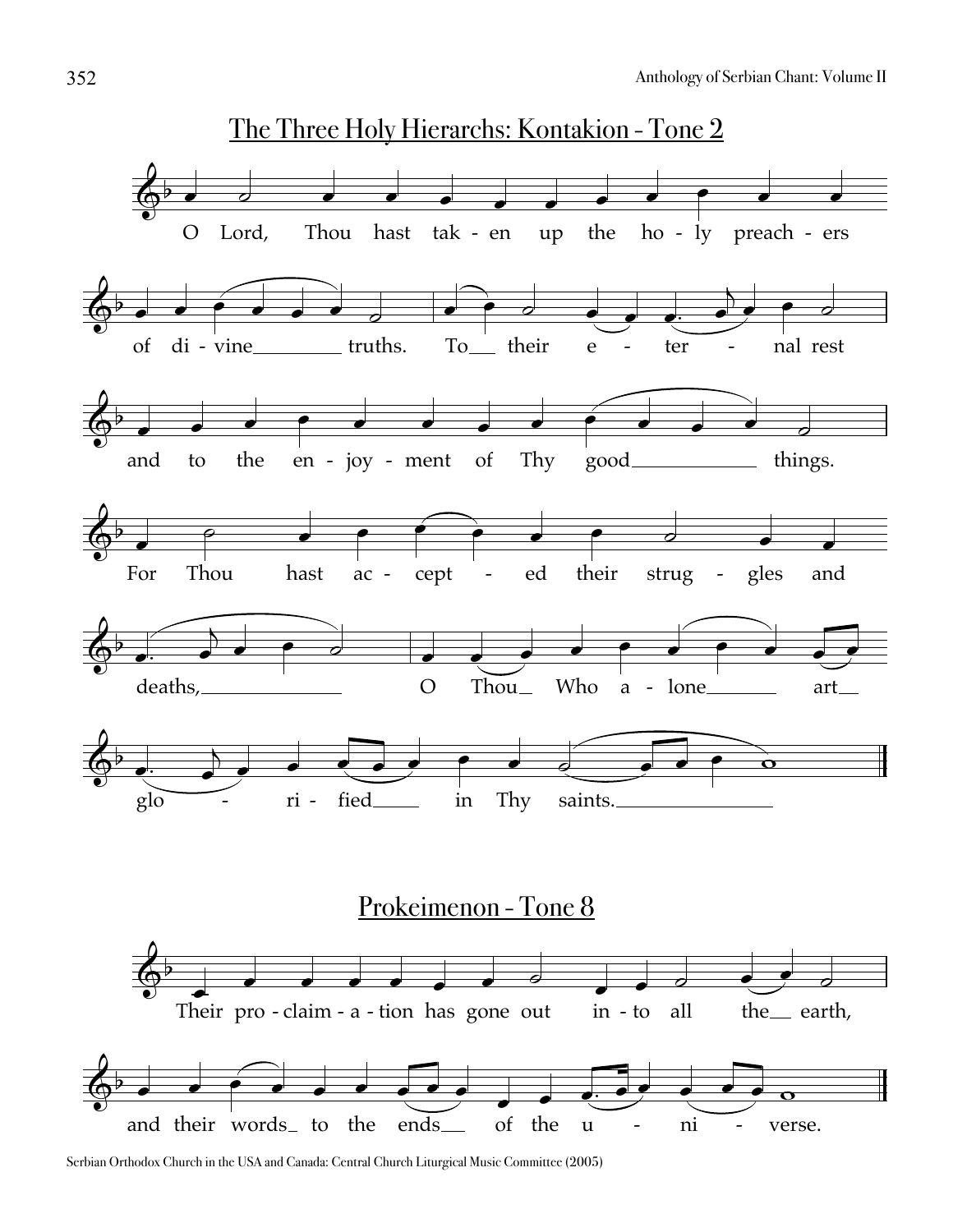## The Three Holy Hierarchs: Kontakion - Tone 2

O Lord, Thou hast taken up the holy preachers of divine truths. To their eternal rest and to the enjoyment of Thy good things. For Thou hast accepted their struggles and deaths, O Thou Who alone art glorified in Thy saints.

## Prokeimenon - Tone 8

Their proclamation has gone out into all the earth, and their words to the ends of the universe.

Serbian Orthodox Church in the USA and Canada: Central Church Liturgical Music Committee (2005)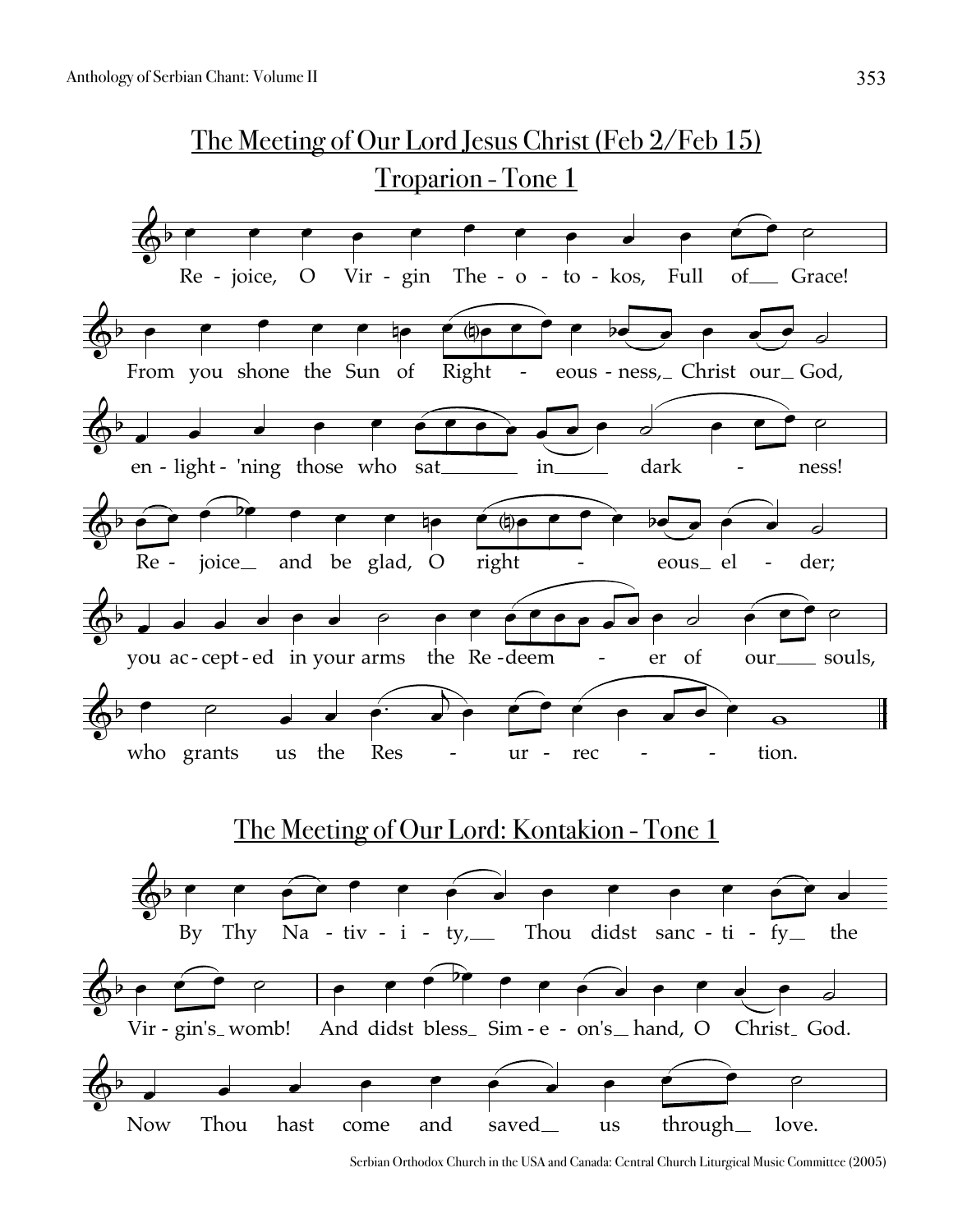## The Meeting of Our Lord Jesus Christ (Feb 2/Feb 15)

### Troparion - Tone 1

Re - joice, O Vir - gin The - o - to - kos, Full of_ Grace!

From you shone the Sun of Right - eous - ness,_ Christ our_ God,

en - light - 'ning those who sat_ in_ dark - ness!

Re - joice_ and be glad, O right - eous_ el - der;

you ac - cept - ed in your arms the Re - deem - er of our_ souls,

who grants us the Res - ur - rec - tion.

## The Meeting of Our Lord: Kontakion - Tone 1

By Thy Na - tiv - i - ty,_ Thou didst sanc - ti - fy_ the

Vir - gin's_ womb! And didst bless_ Sim - e - on's_ hand, O Christ_ God.

Now Thou hast come and saved_ us through_ love.

Serbian Orthodox Church in the USA and Canada: Central Church Liturgical Music Committee (2005)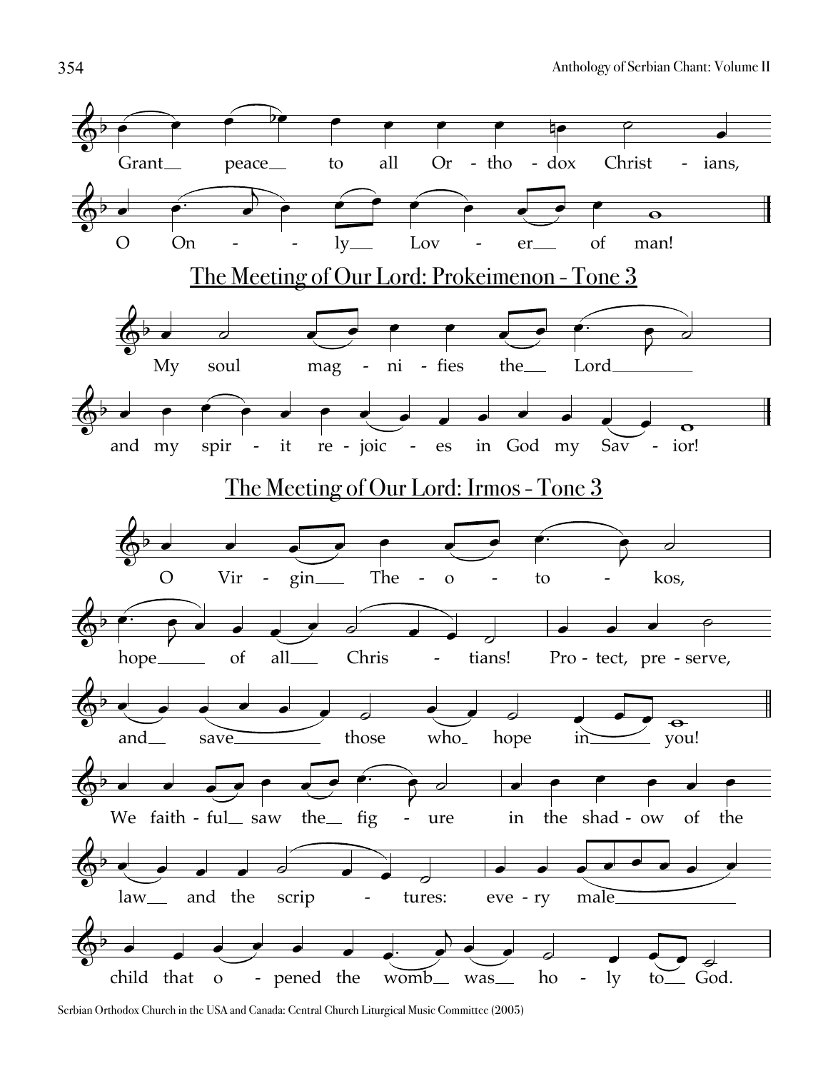Grant peace to all Orthodox Christians,

O Only Lover of man!

## The Meeting of Our Lord: Prokeimenon - Tone 3

My soul magnifies the Lord

and my spirit rejoices in God my Savior!

## The Meeting of Our Lord: Irmos - Tone 3

O Virgin Theotokos,

hope of all Christians! Protect, preserve,

and save those who hope in you!

We faithful saw the figure in the shadow of the

law and the scriptures: every male

child that opened the womb was holy to God.

Serbian Orthodox Church in the USA and Canada: Central Church Liturgical Music Committee (2005)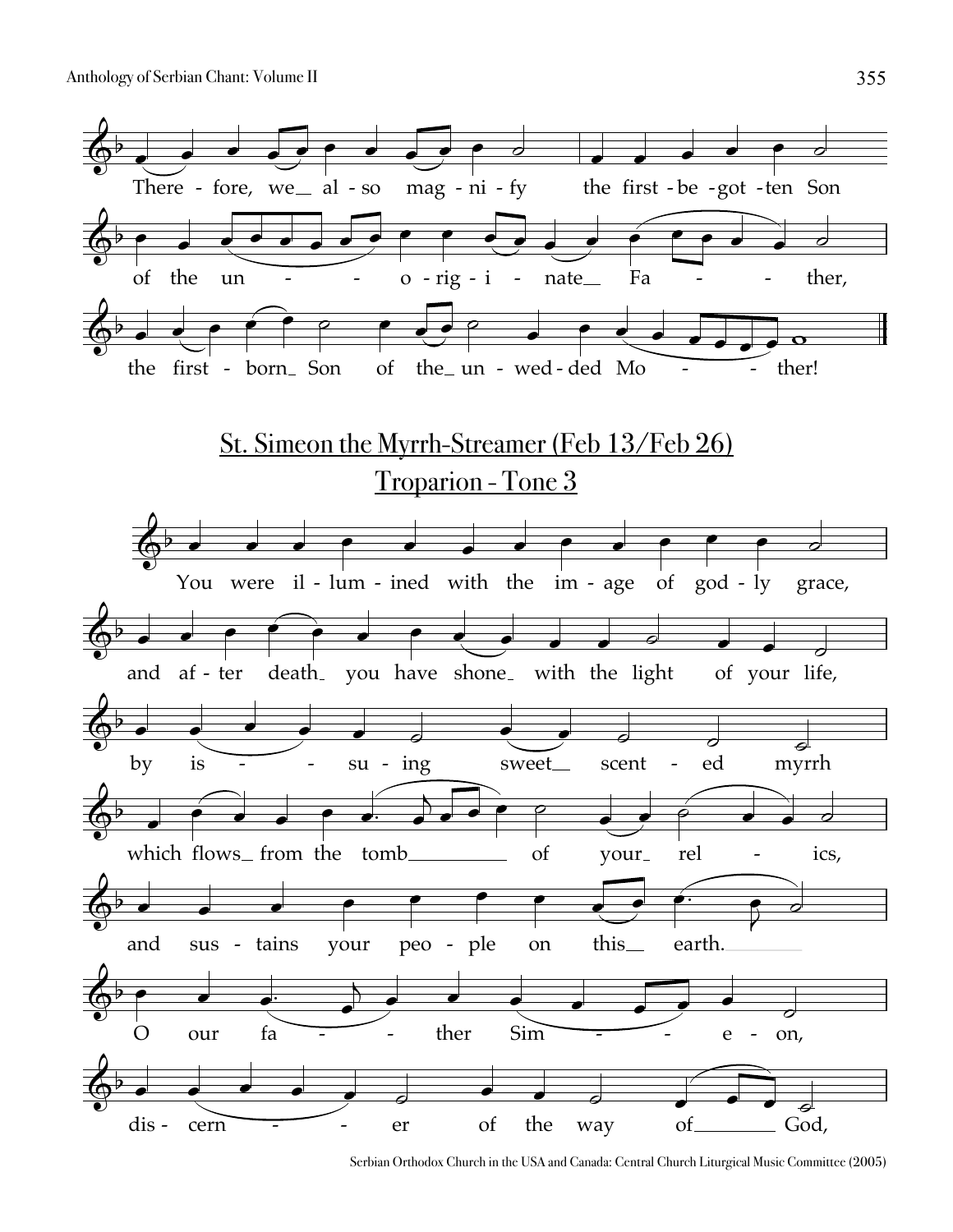There - fore, we_ al - so mag - ni - fy the first - be - got - ten Son

of the un - - o - rig - i - nate_ Fa - - ther,

the first - born_ Son of the_ un - wed - ded Mo - - ther!

## St. Simeon the Myrrh-Streamer (Feb 13/Feb 26)

## Troparion - Tone 3

You were il - lum - ined with the im - age of god - ly grace,

and af - ter death_ you have shone_ with the light of your life,

by is - - su - ing sweet_ scent - ed myrrh

which flows_ from the tomb_____ of your_ rel - ics,

and sus - tains your peo - ple on this_ earth._____

O our fa - - ther Sim - - e - on,

dis - cern - - er of the way of_____ God,

Serbian Orthodox Church in the USA and Canada: Central Church Liturgical Music Committee (2005)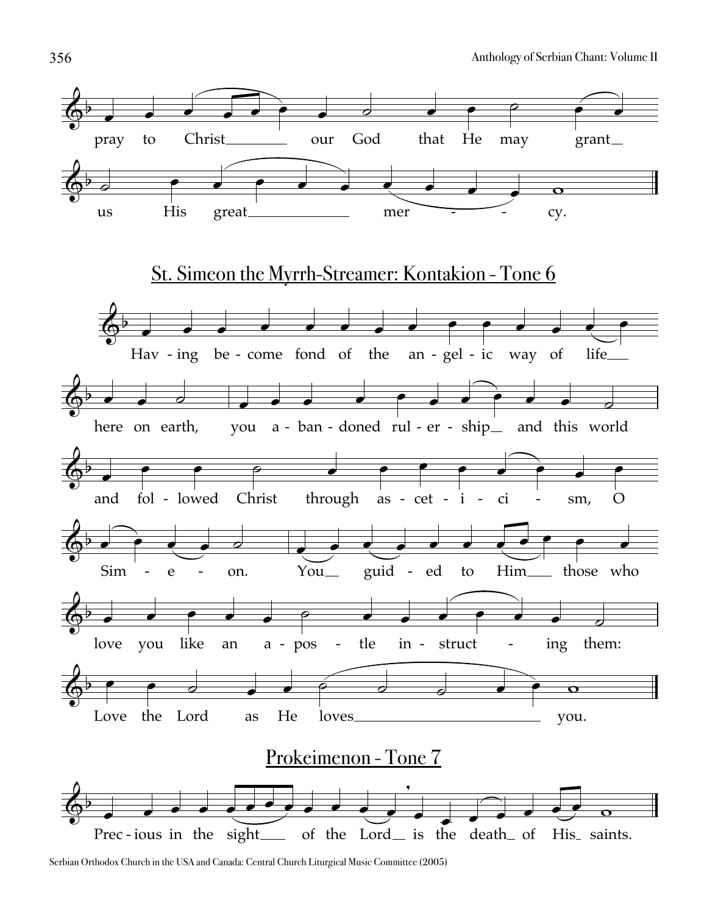pray to Christ our God that He may grant us His great mercy.

## St. Simeon the Myrrh-Streamer: Kontakion - Tone 6

Hav - ing be - come fond of the an - gel - ic way of life here on earth, you a - ban - doned rul - er - ship and this world and fol - lowed Christ through as - cet - i - ci - sm, O Sim - e - on. You guid - ed to Him those who love you like an a - pos - tle in - struct - ing them: Love the Lord as He loves you.

## Prokeimenon - Tone 7

Prec - ious in the sight of the Lord is the death of His saints.

Serbian Orthodox Church in the USA and Canada: Central Church Liturgical Music Committee (2005)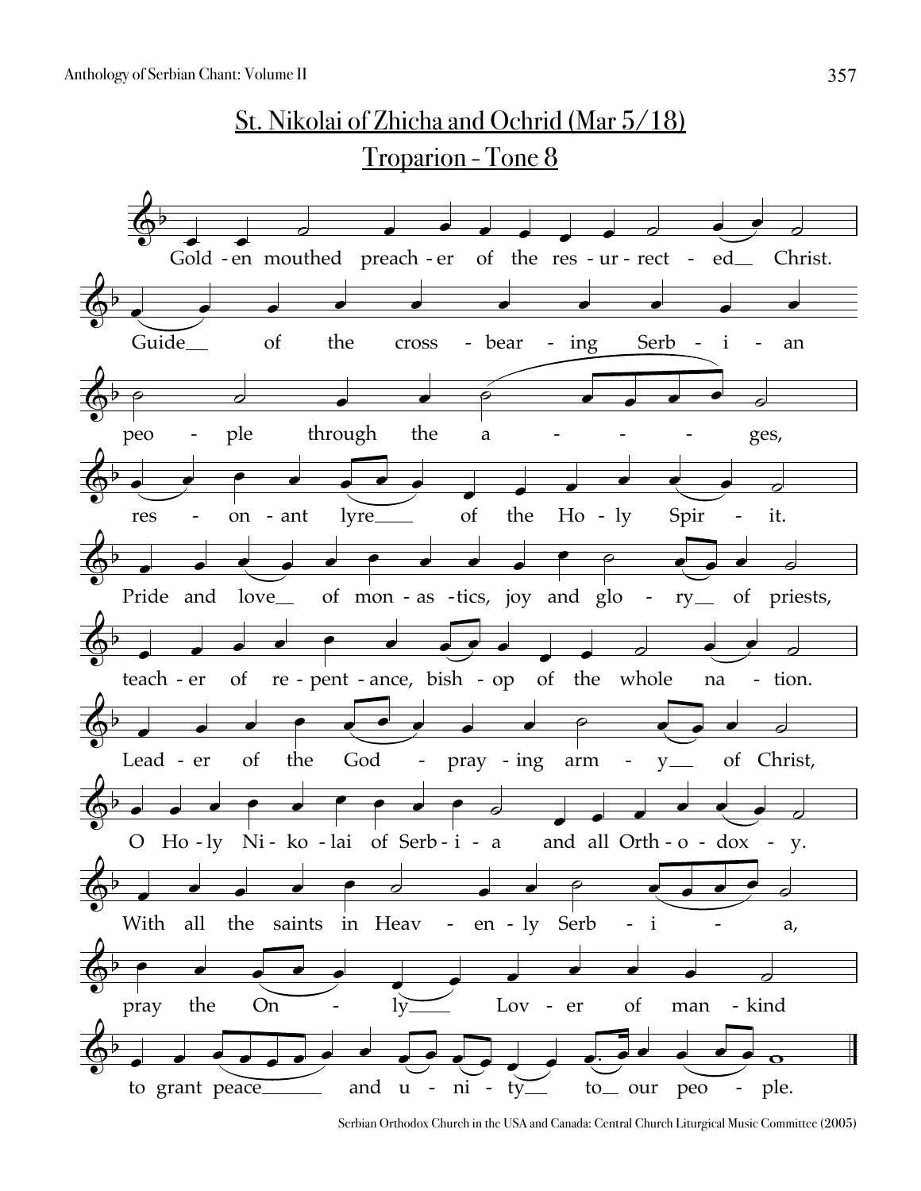## St. Nikolai of Zhicha and Ochrid (Mar 5/18)

## Troparion - Tone 8

Gold - en mouthed preach - er of the res - ur - rect - ed Christ.

Guide of the cross - bear - ing Serb - i - an

peo - ple through the a - - - - ges,

res - on - ant lyre of the Ho - ly Spir - it.

Pride and love of mon - as - tics, joy and glo - ry of priests,

teach - er of re - pent - ance, bish - op of the whole na - tion.

Lead - er of the God - pray - ing arm - y of Christ,

O Ho - ly Ni - ko - lai of Serb - i - a and all Orth - o - dox - y.

With all the saints in Heav - en - ly Serb - i - a,

pray the On - ly Lov - er of man - kind

to grant peace and u - ni - ty to our peo - ple.

Serbian Orthodox Church in the USA and Canada: Central Church Liturgical Music Committee (2005)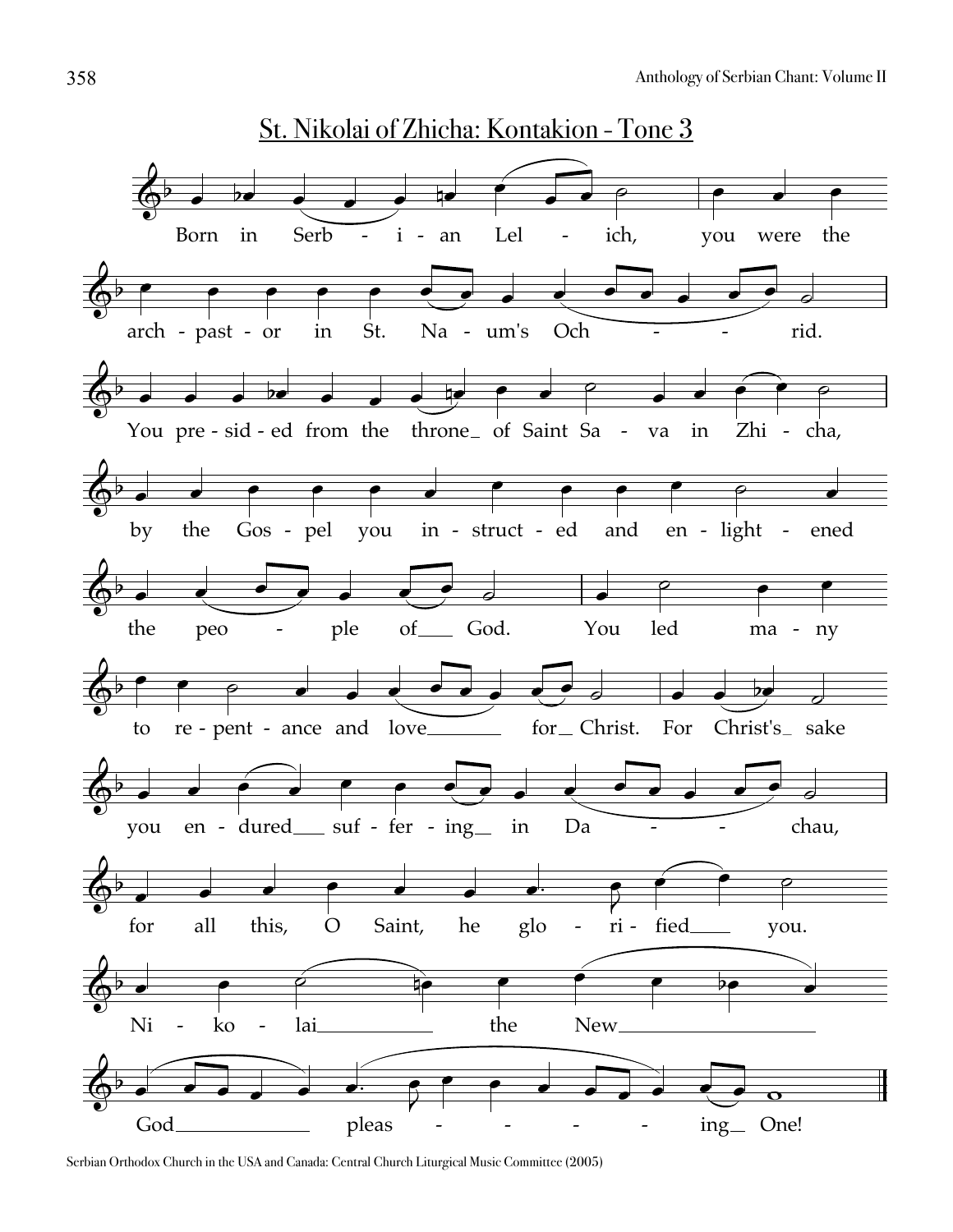# St. Nikolai of Zhicha: Kontakion - Tone 3

Born in Serbian Lelich, you were the archpastor in St. Naum's Ochrid.
You presided from the throne of Saint Sava in Zhicha,
by the Gospel you instructed and enlightened the people of God.
You led many to repentance and love for Christ.
For Christ's sake you endured suffering in Dachau,
for all this, O Saint, he glorified you.
Nikolai the New God-pleasing One!

Serbian Orthodox Church in the USA and Canada: Central Church Liturgical Music Committee (2005)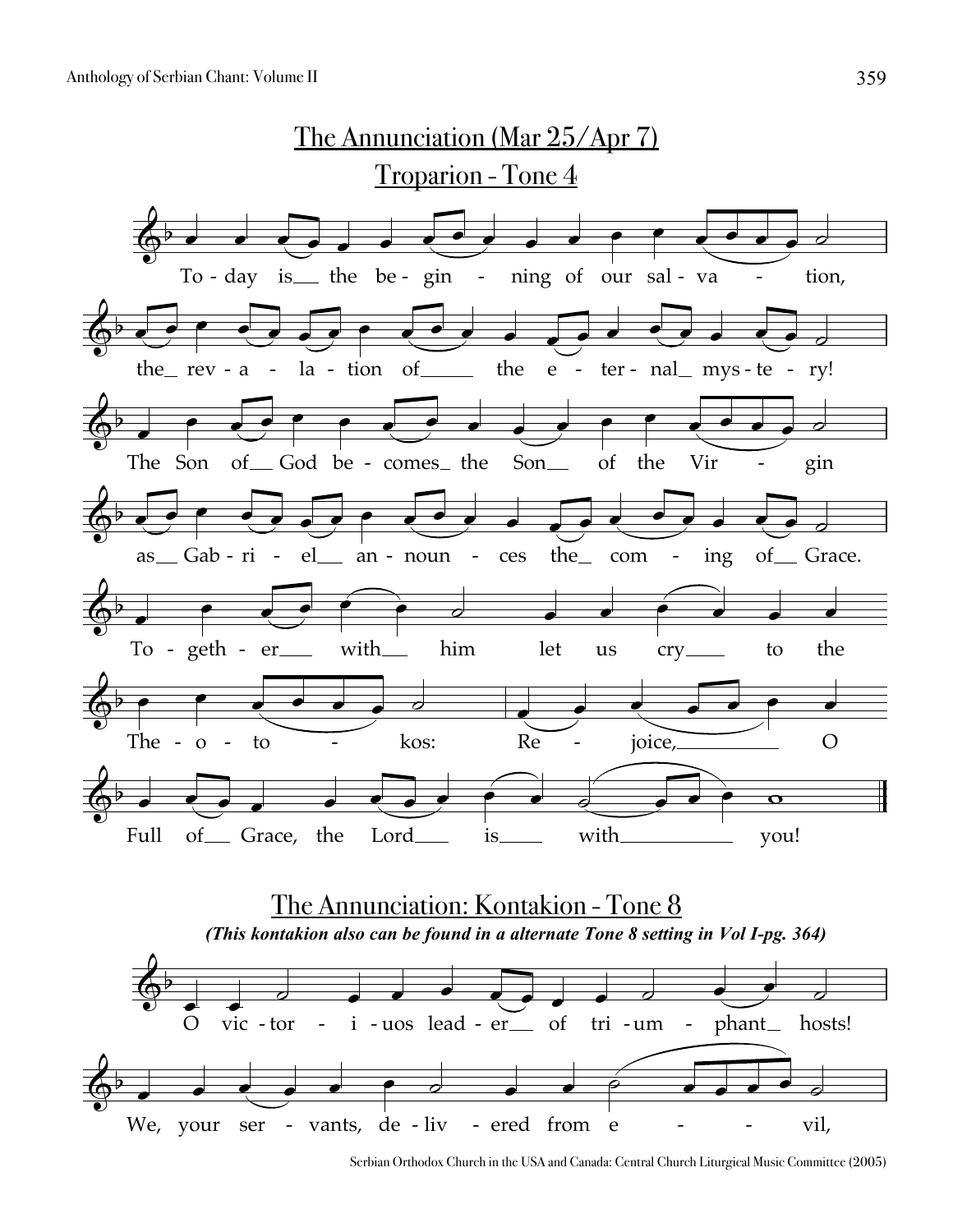# The Annunciation (Mar 25/Apr 7)

## Troparion - Tone 4

To - day is the be - gin - ning of our sal - va - tion,

the rev - a - la - tion of the e - ter - nal mys - te - ry!

The Son of God be - comes the Son of the Vir - gin

as Gab - ri - el an - noun - ces the com - ing of Grace.

To - geth - er with him let us cry to the

The - o - to - kos: Re - joice, O

Full of Grace, the Lord is with you!

## The Annunciation: Kontakion - Tone 8

***(This kontakion also can be found in a alternate Tone 8 setting in Vol I-pg. 364)***

O vic - tor - i - uos lead - er of tri - um - phant hosts!

We, your ser - vants, de - liv - ered from e - vil,

Serbian Orthodox Church in the USA and Canada: Central Church Liturgical Music Committee (2005)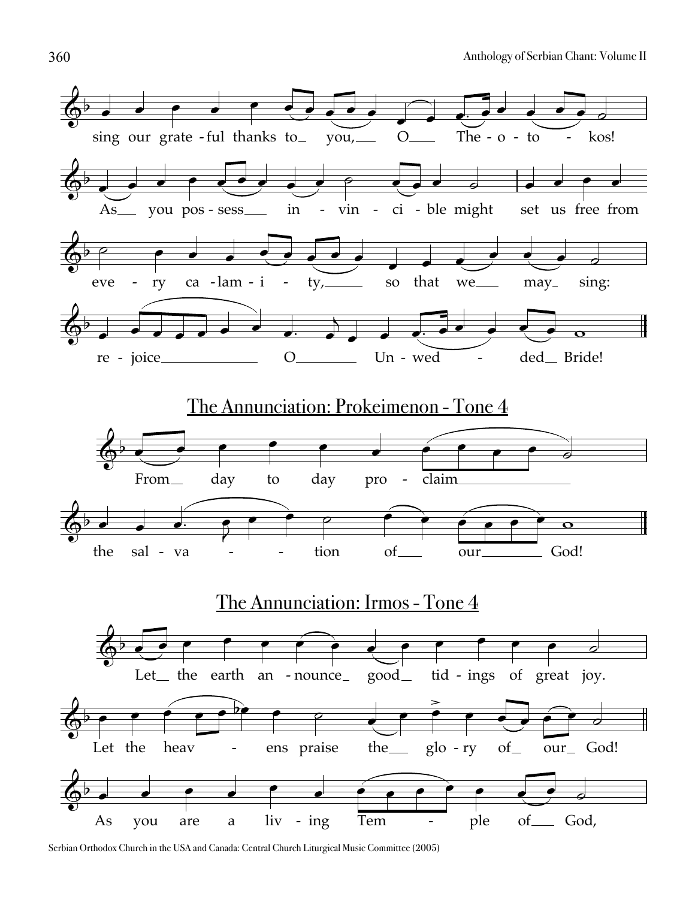sing our grate - ful thanks to you, O The - o - to - kos!

As you pos - sess in - vin - ci - ble might set us free from

eve - ry ca - lam - i - ty, so that we may sing:

re - joice O Un - wed - ded Bride!

## The Annunciation: Prokeimenon - Tone 4

From day to day pro - claim

the sal - va - tion of our God!

## The Annunciation: Irmos - Tone 4

Let the earth an - nounce good tid - ings of great joy.

Let the heav - ens praise the glo - ry of our God!

As you are a liv - ing Tem - ple of God,

Serbian Orthodox Church in the USA and Canada: Central Church Liturgical Music Committee (2005)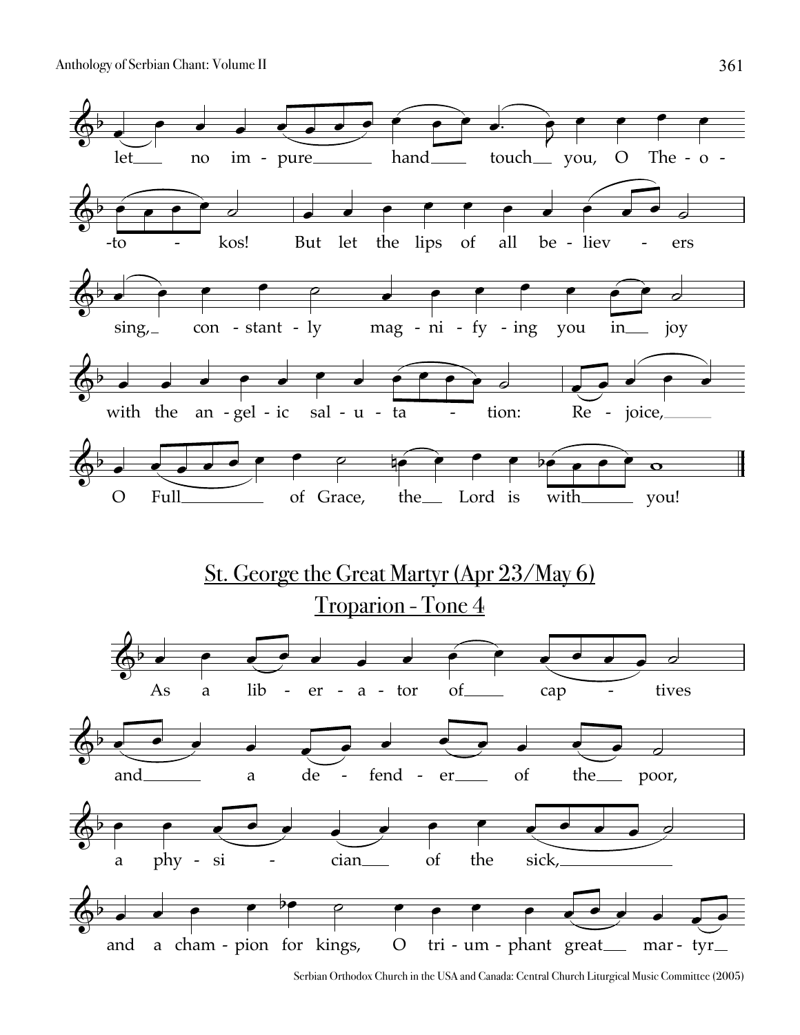let no im - pure hand touch you, O The - o - to - kos! But let the lips of all be - liev - ers

sing, con - stant - ly mag - ni - fy - ing you in joy

with the an - gel - ic sal - u - ta - tion: Re - joice,

O Full of Grace, the Lord is with you!

## St. George the Great Martyr (Apr 23/May 6)

## Troparion - Tone 4

As a lib - er - a - tor of cap - tives

and a de - fend - er of the poor,

a phy - si - cian of the sick,

and a cham - pion for kings, O tri - um - phant great mar - tyr

Serbian Orthodox Church in the USA and Canada: Central Church Liturgical Music Committee (2005)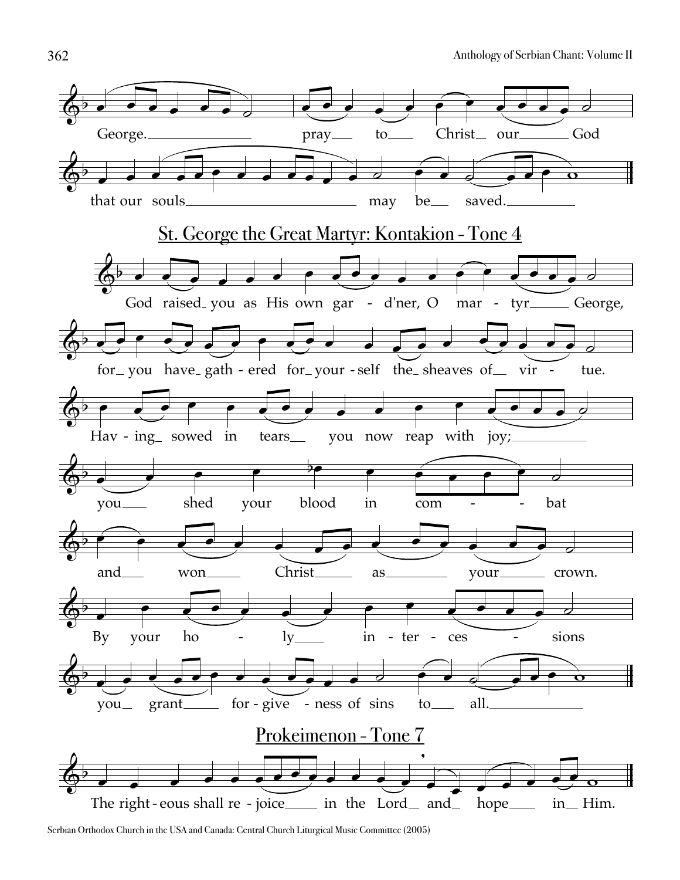George. pray to Christ our God

that our souls may be saved.

## St. George the Great Martyr: Kontakion - Tone 4

God raised you as His own gar - d'ner, O mar - tyr George,

for you have gath - ered for your - self the sheaves of vir - tue.

Hav - ing sowed in tears you now reap with joy;

you shed your blood in com - - bat

and won Christ as your crown.

By your ho - ly in - ter - ces - sions

you grant for - give - ness of sins to all.

## Prokeimenon - Tone 7

The right - eous shall re - joice in the Lord and hope in Him.

Serbian Orthodox Church in the USA and Canada: Central Church Liturgical Music Committee (2005)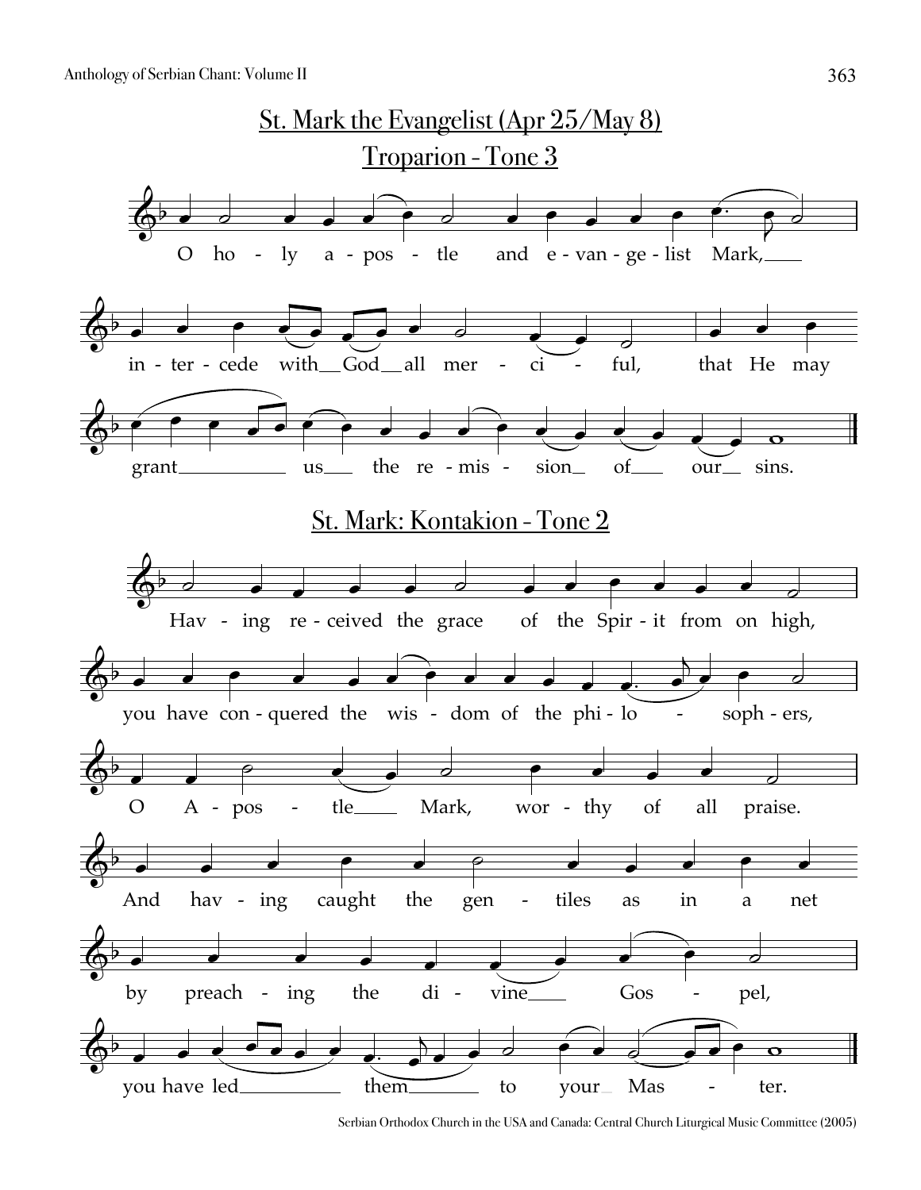## St. Mark the Evangelist (Apr 25/May 8)

### Troparion - Tone 3

O holy apostle and evangelist Mark, intercede with God all merciful, that He may grant us the remission of our sins.

## St. Mark: Kontakion - Tone 2

Having received the grace of the Spirit from on high, you have conquered the wisdom of the philosophers, O Apostle Mark, worthy of all praise. And having caught the gentiles as in a net by preaching the divine Gospel, you have led them to your Master.

Serbian Orthodox Church in the USA and Canada: Central Church Liturgical Music Committee (2005)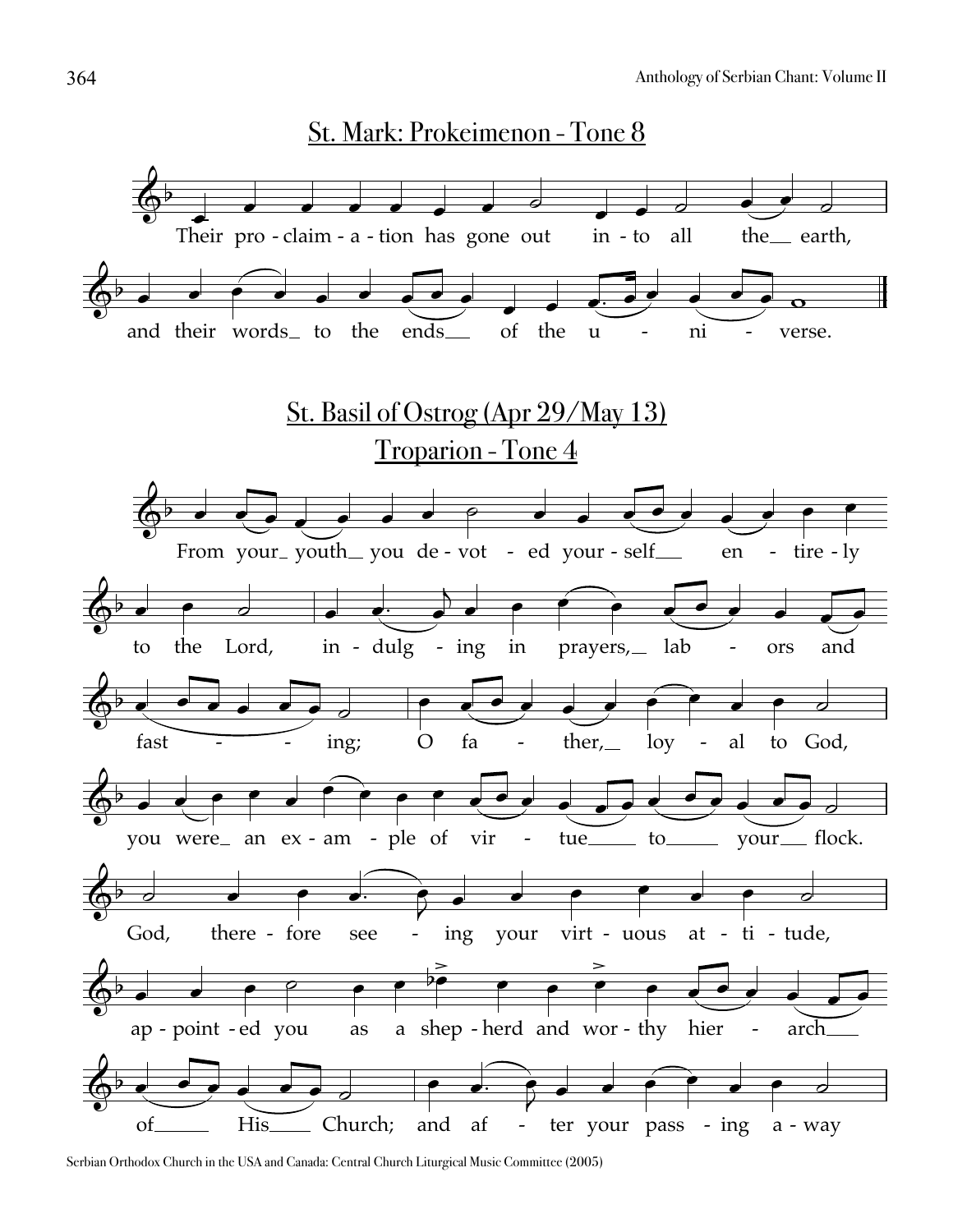## St. Mark: Prokeimenon - Tone 8

Their pro - claim - a - tion has gone out in - to all the__ earth,

and their words_ to the ends__ of the u - ni - verse.

## St. Basil of Ostrog (Apr 29/May 13)

### Troparion - Tone 4

From your_ youth_ you de - vot - ed your - self__ en - tire - ly

to the Lord, in - dulg - ing in prayers,_ lab - ors and

fast - - ing; O fa - ther,_ loy - al to God,

you were_ an ex - am - ple of vir - tue____ to____ your__ flock.

God, there - fore see - ing your virt - uous at - ti - tude,

ap - point - ed you as a shep - herd and wor - thy hier - arch___

of_____ His____ Church; and af - ter your pass - ing a - way

Serbian Orthodox Church in the USA and Canada: Central Church Liturgical Music Committee (2005)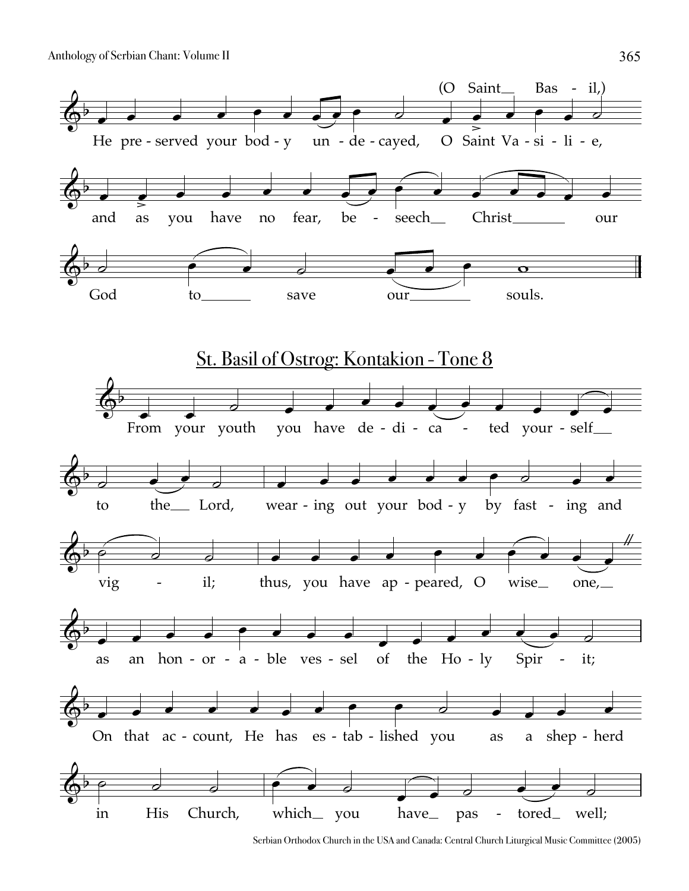(O Saint Bas - il,)

He pre - served your bod - y un - de - cayed, O Saint Va - si - li - e,

and as you have no fear, be - seech Christ our

God to save our souls.

## St. Basil of Ostrog: Kontakion - Tone 8

From your youth you have de - di - ca - ted your - self

to the Lord, wear - ing out your bod - y by fast - ing and

vig - il; thus, you have ap - peared, O wise one,

as an hon - or - a - ble ves - sel of the Ho - ly Spir - it;

On that ac - count, He has es - tab - lished you as a shep - herd

in His Church, which you have pas - tored well;

Serbian Orthodox Church in the USA and Canada: Central Church Liturgical Music Committee (2005)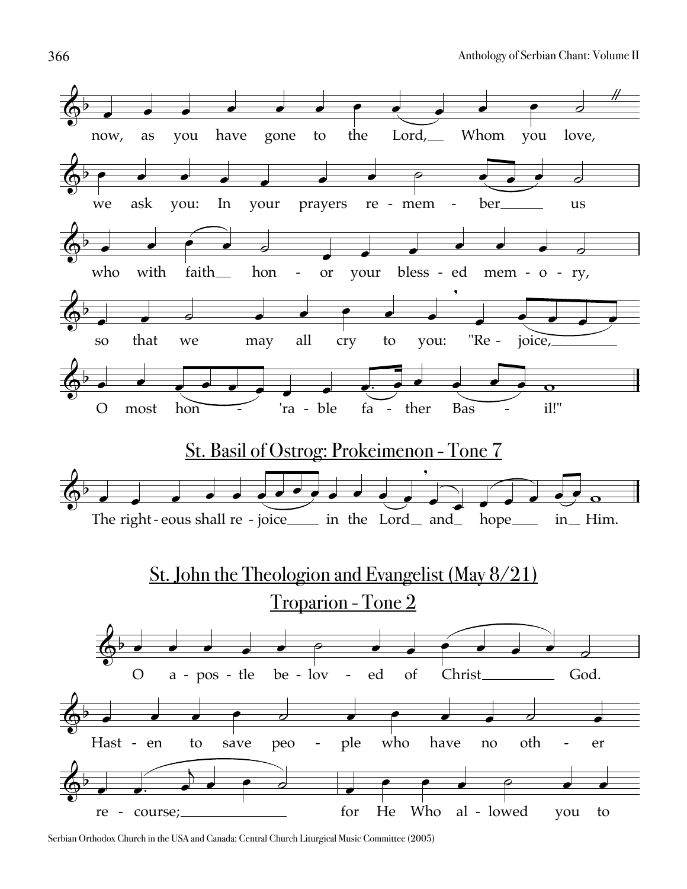now, as you have gone to the Lord, Whom you love,

we ask you: In your prayers re - mem - ber us

who with faith hon - or your bless - ed mem - o - ry,

so that we may all cry to you: "Re - joice,

O most hon - 'ra - ble fa - ther Bas - il!"

## St. Basil of Ostrog: Prokeimenon - Tone 7

The right - eous shall re - joice in the Lord and hope in Him.

## St. John the Theologion and Evangelist (May 8/21)

## Troparion - Tone 2

O a - pos - tle be - lov - ed of Christ God.

Hast - en to save peo - ple who have no oth - er

re - course; for He Who al - lowed you to

Serbian Orthodox Church in the USA and Canada: Central Church Liturgical Music Committee (2005)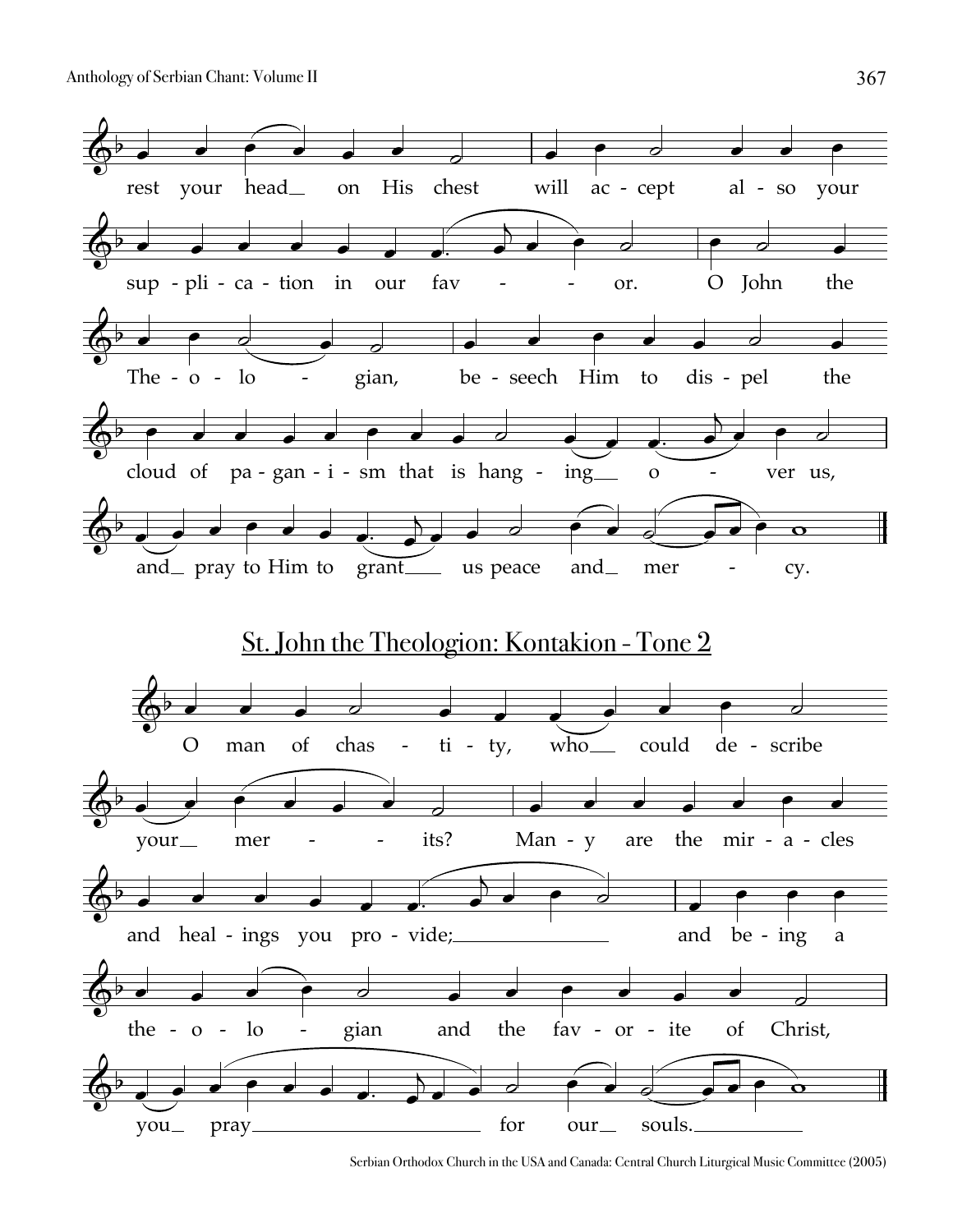rest your head on His chest will accept also your supplication in our favor. O John the Theologian, beseech Him to dispel the cloud of paganism that is hanging over us, and pray to Him to grant us peace and mercy.

## St. John the Theologion: Kontakion - Tone 2

O man of chastity, who could describe your merits? Many are the miracles and healings you provide; and being a theologian and the favorite of Christ, you pray for our souls.

Serbian Orthodox Church in the USA and Canada: Central Church Liturgical Music Committee (2005)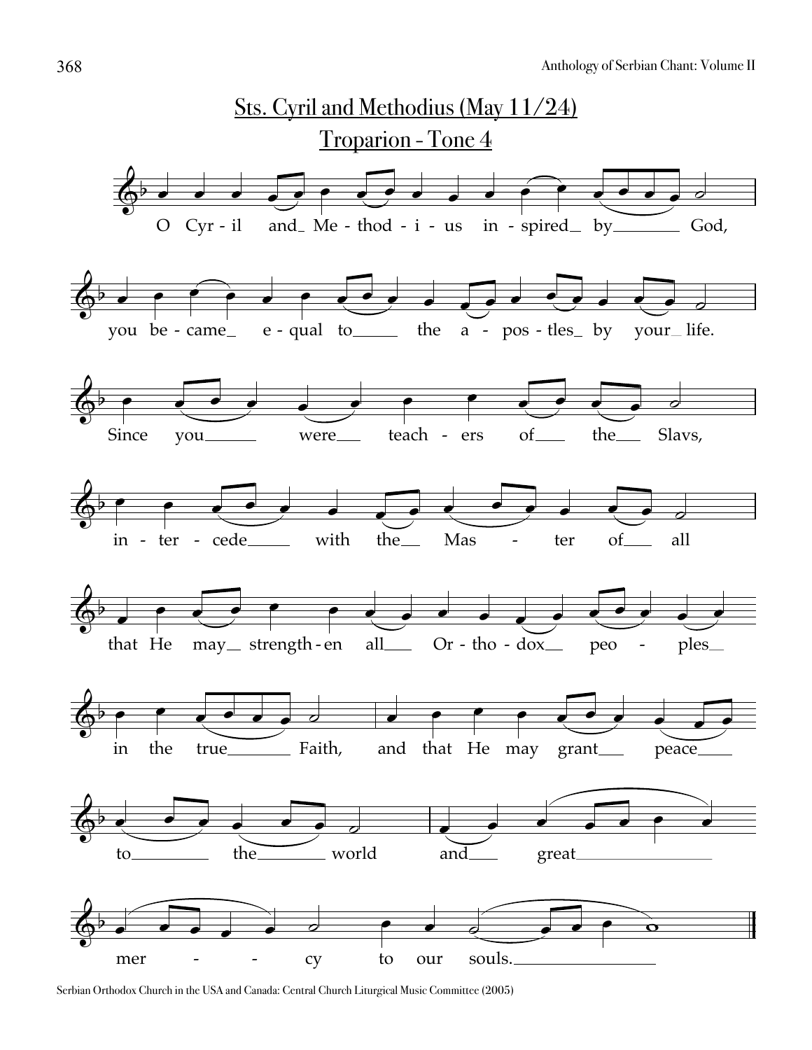## Sts. Cyril and Methodius (May 11/24)

### Troparion - Tone 4

O Cyr - il and_ Me - thod - i - us in - spired_ by_______ God,

you be - came_ e - qual to_____ the a - pos - tles_ by your_ life.

Since you______ were__ teach - ers of___ the___ Slavs,

in - ter - cede_____ with the__ Mas - ter of___ all

that He may__ strength - en all___ Or - tho - dox__ peo - ples__

in the true_______ Faith, and that He may grant___ peace____

to_________ the________ world and___ great_______________

mer - - cy to our souls._______________

Serbian Orthodox Church in the USA and Canada: Central Church Liturgical Music Committee (2005)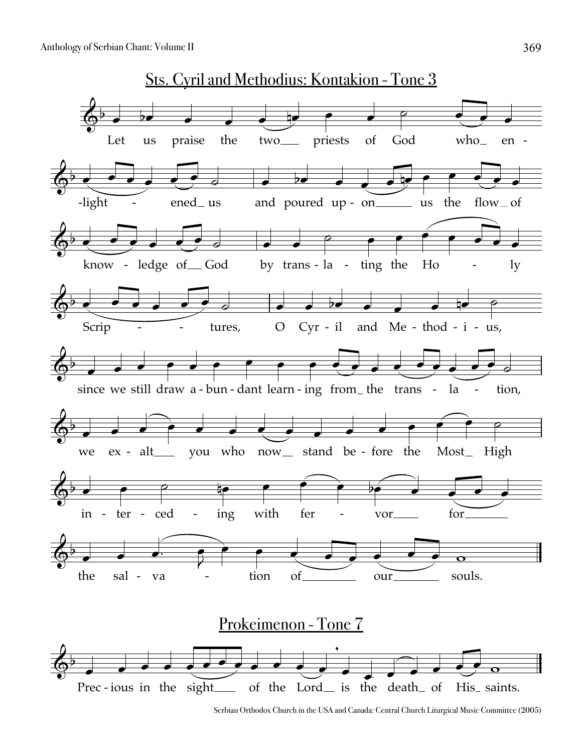## Sts. Cyril and Methodius: Kontakion - Tone 3

Let us praise the two_ priests of God who_ en-light - ened_ us and poured up-on_ us the flow_ of know-ledge of_ God by trans-la-ting the Ho - ly Scrip - - tures, O Cyr-il and Me-thod-i-us, since we still draw a-bun-dant learn-ing from_ the trans - la - tion, we ex-alt_ you who now_ stand be-fore the Most_ High in-ter-ced - ing with fer - vor_ for_ the sal-va - tion of_ our_ souls.

## Prokeimenon - Tone 7

Prec-ious in the sight_ of the Lord_ is the death_ of His_ saints.

Serbian Orthodox Church in the USA and Canada: Central Church Liturgical Music Committee (2005)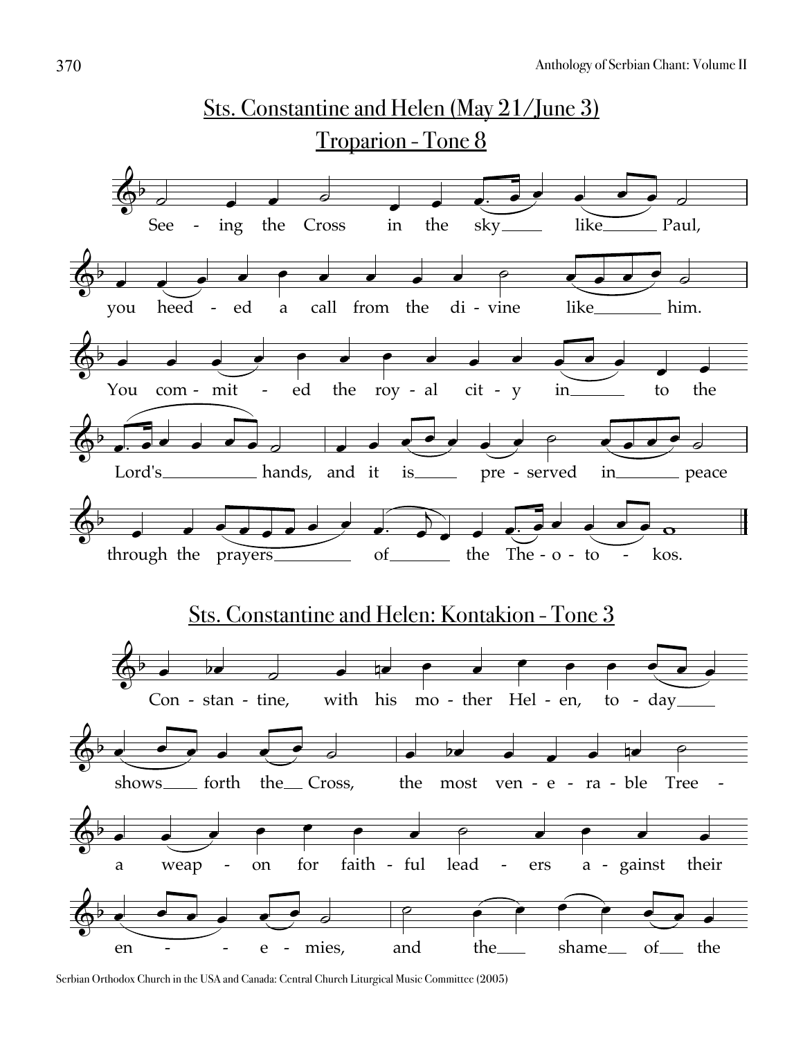# Sts. Constantine and Helen (May 21/June 3)

## Troparion - Tone 8

See - ing the Cross in the sky like Paul,

you heed - ed a call from the di - vine like him.

You com - mit - ed the roy - al cit - y in to the

Lord's hands, and it is pre - served in peace

through the prayers of the The - o - to - kos.

## Sts. Constantine and Helen: Kontakion - Tone 3

Con - stan - tine, with his mo - ther Hel - en, to - day

shows forth the Cross, the most ven - e - ra - ble Tree -

a weap - on for faith - ful lead - ers a - gainst their

en - - e - mies, and the shame of the

Serbian Orthodox Church in the USA and Canada: Central Church Liturgical Music Committee (2005)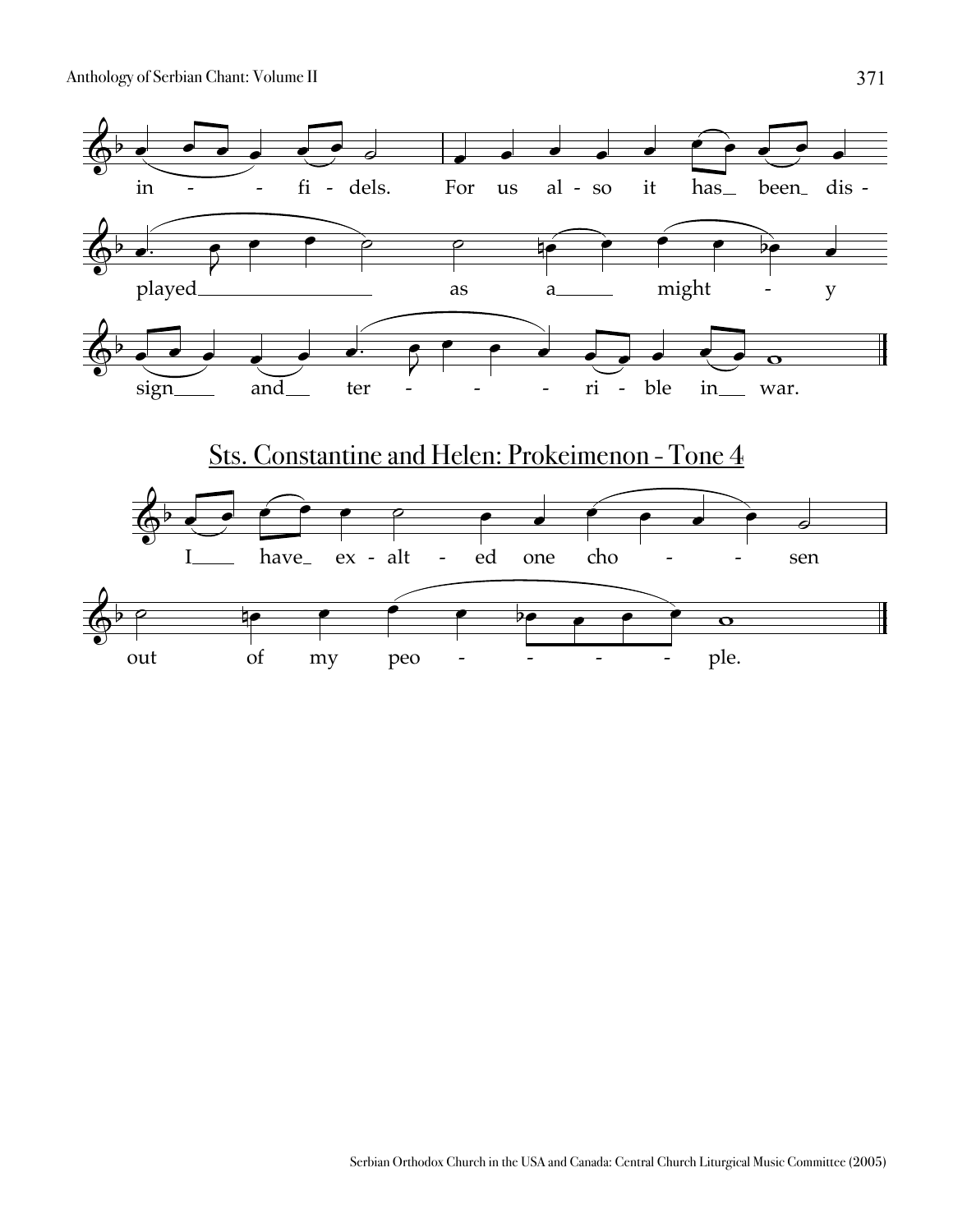in - - fi - dels. For us al - so it has been dis -

played as a might - y

sign and ter - - - ri - ble in war.

## Sts. Constantine and Helen: Prokeimenon - Tone 4

I have ex - alt - ed one cho - - sen

out of my peo - - - - ple.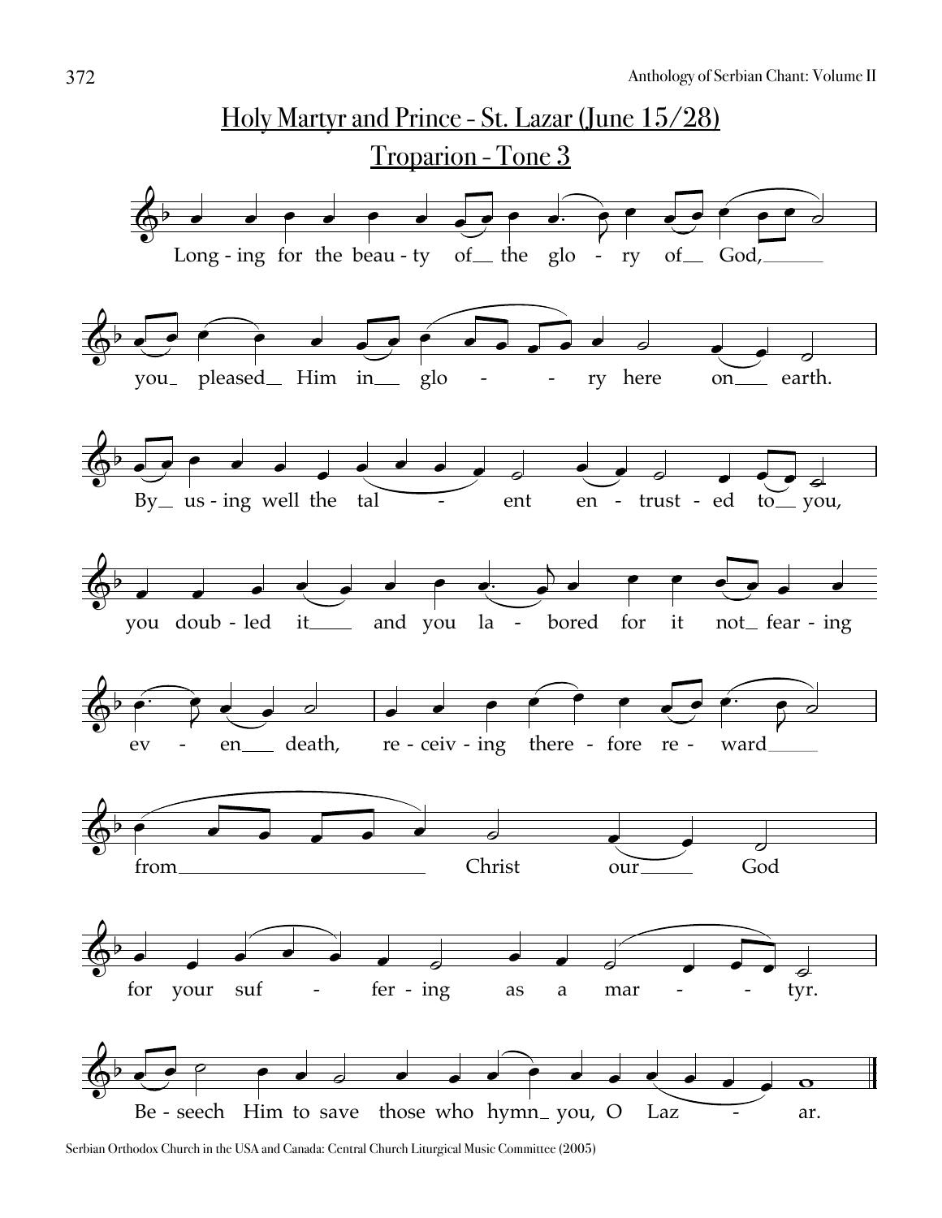## Holy Martyr and Prince - St. Lazar (June 15/28)

### Troparion - Tone 3

Long-ing for the beau-ty of the glo-ry of God, you pleased Him in glo-ry here on earth.

By us-ing well the tal-ent en-trust-ed to you, you doub-led it and you la-bored for it not fear-ing ev-en death, re-ceiv-ing there-fore re-ward from Christ our God for your suf-fer-ing as a mar-tyr.

Be-seech Him to save those who hymn you, O Laz-ar.

Serbian Orthodox Church in the USA and Canada: Central Church Liturgical Music Committee (2005)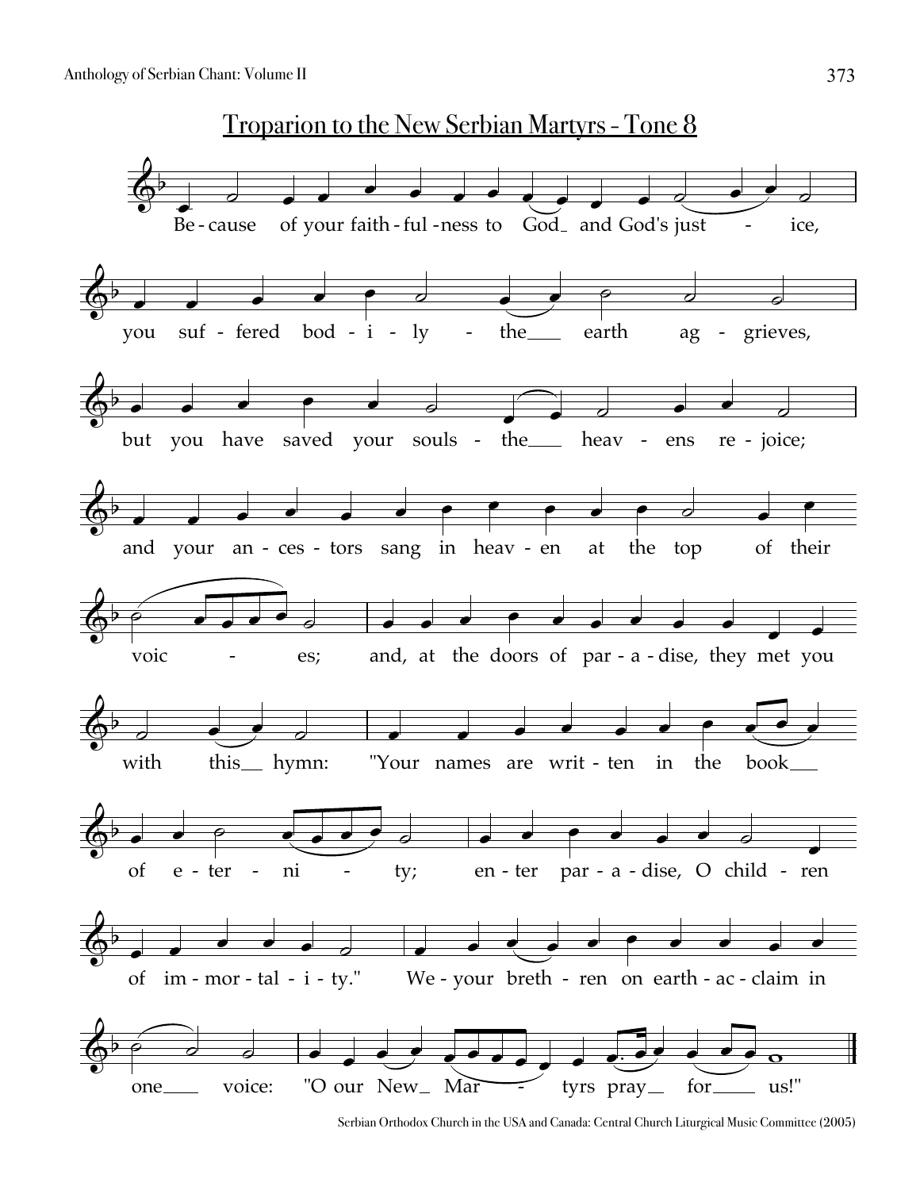# Troparion to the New Serbian Martyrs - Tone 8

Be - cause of your faith - ful - ness to God_ and God's just - ice,

you suf - fered bod - i - ly - the___ earth ag - grieves,

but you have saved your souls - the___ heav - ens re - joice;

and your an - ces - tors sang in heav - en at the top of their

voic - es; and, at the doors of par - a - dise, they met you

with this__ hymn: "Your names are writ - ten in the book___

of e - ter - ni - ty; en - ter par - a - dise, O child - ren

of im - mor - tal - i - ty." We - your breth - ren on earth - ac - claim in

one___ voice: "O our New_ Mar - tyrs pray__ for____ us!"

Serbian Orthodox Church in the USA and Canada: Central Church Liturgical Music Committee (2005)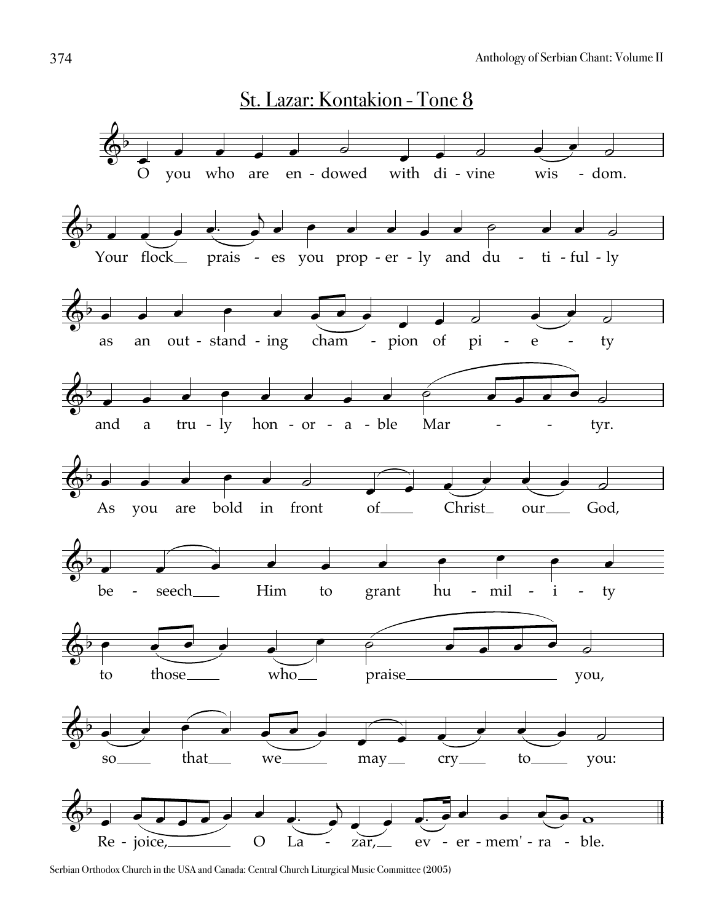## St. Lazar: Kontakion - Tone 8

O you who are en - dowed with di - vine wis - dom.

Your flock__ prais - es you prop - er - ly and du - ti - ful - ly

as an out - stand - ing cham - pion of pi - e - ty

and a tru - ly hon - or - a - ble Mar - - tyr.

As you are bold in front of____ Christ_ our___ God,

be - seech___ Him to grant hu - mil - i - ty

to those____ who__ praise____________________ you,

so____ that___ we______ may__ cry____ to_____ you:

Re - joice,________ O La - zar,__ ev - er - mem' - ra - ble.

Serbian Orthodox Church in the USA and Canada: Central Church Liturgical Music Committee (2005)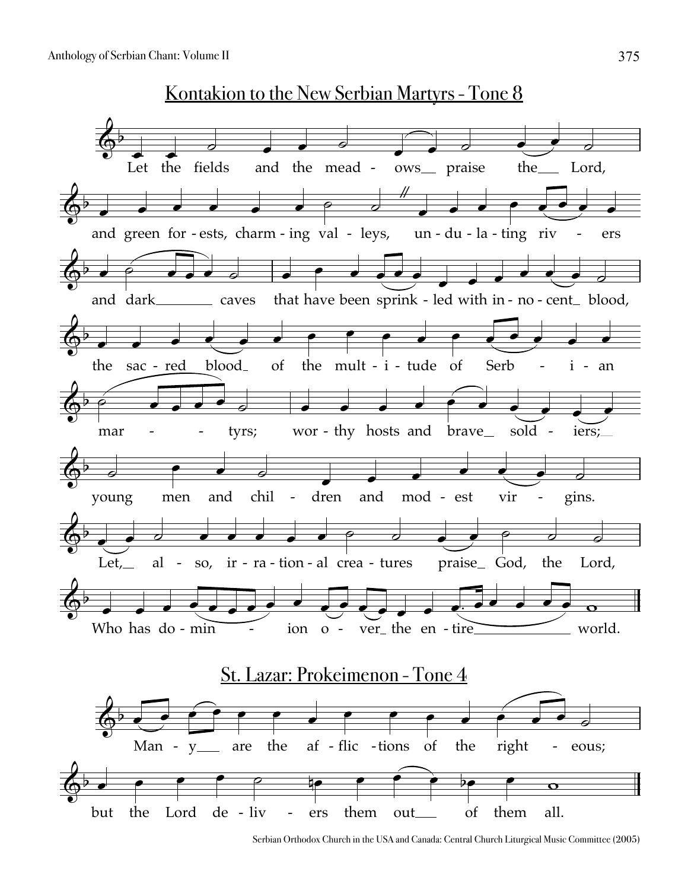## Kontakion to the New Serbian Martyrs - Tone 8

Let the fields and the mead - ows__ praise the__ Lord,

and green for - ests, charm - ing val - leys, un - du - la - ting riv - ers

and dark________ caves that have been sprink - led with in - no - cent_ blood,

the sac - red blood_ of the mult - i - tude of Serb - i - an

mar - - tyrs; wor - thy hosts and brave_ sold - iers;__

young men and chil - dren and mod - est vir - gins.

Let,__ al - so, ir - ra - tion - al crea - tures praise_ God, the Lord,

Who has do - min - ion o - ver_ the en - tire____________ world.

## St. Lazar: Prokeimenon - Tone 4

Man - y___ are the af - flic - tions of the right - eous;

but the Lord de - liv - ers them out___ of them all.

Serbian Orthodox Church in the USA and Canada: Central Church Liturgical Music Committee (2005)